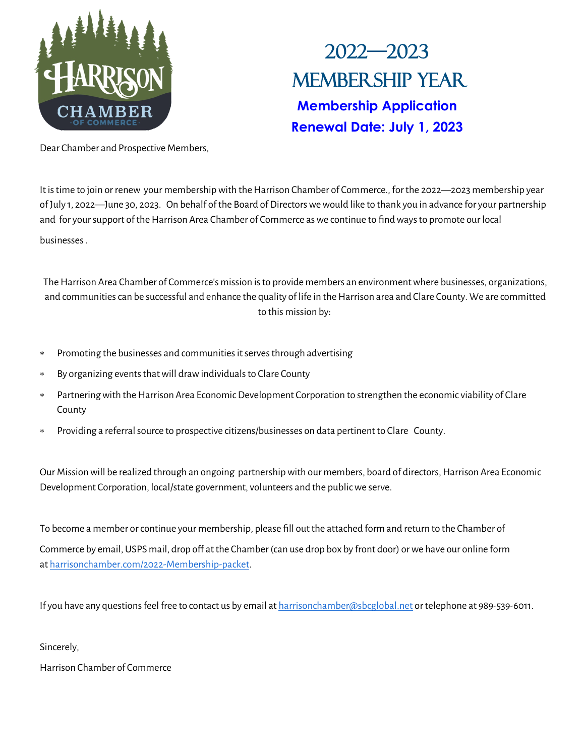# 2022—2023 MEMBERSHIP YEAR

## Membership Application

## Renewal Date: July 1, 2023

Dear Chamber and Prospective Members,

It is time to join or renew your membership with the Harrison Chamber of Commerce., for the 2022—2023 membership year of July 1, 2022—June 30, 2023. On behalf of the Board of Directors we would like to thank you in advance for your partnership and for your support of the Harrison Area Chamber of Commerce as we continue to find ways to promote our local businesses .

The Harrison Area Chamber of Commerce's mission is to provide members an environment where businesses, organizations, and communities can be successful and enhance the quality of life in the Harrison area and Clare County. We are committed to this mission by:

- Promoting the businesses and communities it serves through advertising
- By organizing events that will draw individuals to Clare County
- Partnering with the Harrison Area Economic Development Corporation to strengthen the economic viability of Clare County
- Providing a referral source to prospective citizens/businesses on data pertinent to Clare County.

Our Mission will be realized through an ongoing partnership with our members, board of directors, Harrison Area Economic Development Corporation, local/state government, volunteers and the public we serve.

To become a member or continue your membership, please fill out the attached form and return to the Chamber of Commerce by email, USPS mail, drop off at the Chamber (can use drop box by front door) or we have our online form at harrisonchamber.com/2022-Membership-packet.

If you have any questions feel free to contact us by email at harrisonchamber@sbcglobal.net or telephone at 989-539-6011.

Sincerely,

Harrison Chamber of Commerce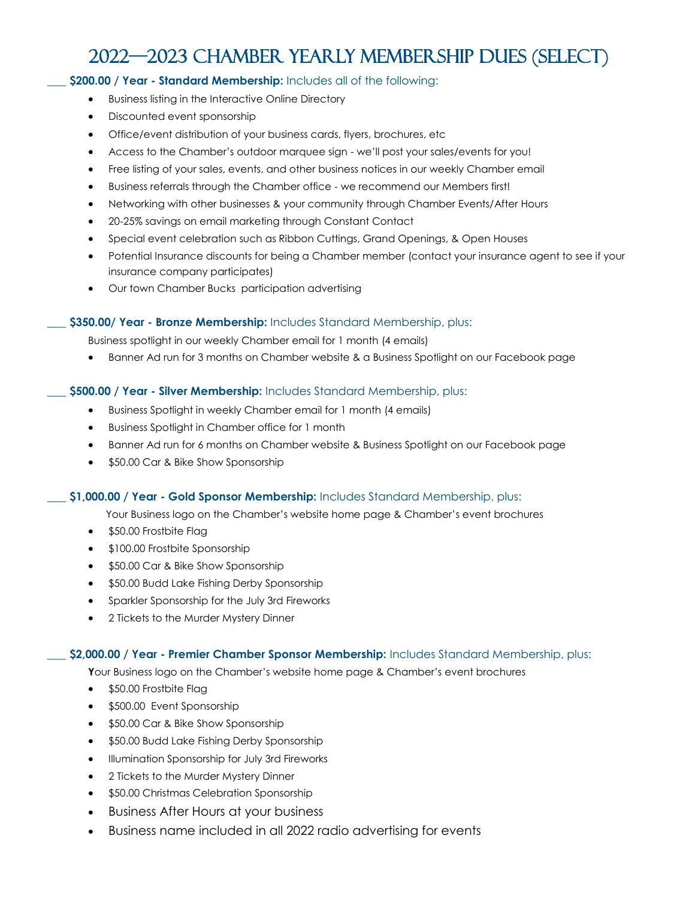# 2022—2023 Chamber Yearly Membership Dues (Select)

___ **$200.00 / Year - Standard Membership:** Includes all of the following:

- Business listing in the Interactive Online Directory
- Discounted event sponsorship
- Office/event distribution of your business cards, flyers, brochures, etc
- Access to the Chamber's outdoor marquee sign - we'll post your sales/events for you!
- Free listing of your sales, events, and other business notices in our weekly Chamber email
- Business referrals through the Chamber office - we recommend our Members first!
- Networking with other businesses & your community through Chamber Events/After Hours
- 20-25% savings on email marketing through Constant Contact
- Special event celebration such as Ribbon Cuttings, Grand Openings, & Open Houses
- Potential Insurance discounts for being a Chamber member (contact your insurance agent to see if your insurance company participates)
- Our town Chamber Bucks participation advertising

___ **$350.00/ Year - Bronze Membership:** Includes Standard Membership, plus:

Business spotlight in our weekly Chamber email for 1 month (4 emails)

- Banner Ad run for 3 months on Chamber website & a Business Spotlight on our Facebook page

___ **$500.00 / Year - Silver Membership:** Includes Standard Membership, plus:

- Business Spotlight in weekly Chamber email for 1 month (4 emails)
- Business Spotlight in Chamber office for 1 month
- Banner Ad run for 6 months on Chamber website & Business Spotlight on our Facebook page
- $50.00 Car & Bike Show Sponsorship

___ **$1,000.00 / Year - Gold Sponsor Membership:** Includes Standard Membership, plus:

Your Business logo on the Chamber's website home page & Chamber's event brochures

- $50.00 Frostbite Flag
- $100.00 Frostbite Sponsorship
- $50.00 Car & Bike Show Sponsorship
- $50.00 Budd Lake Fishing Derby Sponsorship
- Sparkler Sponsorship for the July 3rd Fireworks
- 2 Tickets to the Murder Mystery Dinner

___ **$2,000.00 / Year - Premier Chamber Sponsor Membership:** Includes Standard Membership, plus:

Your Business logo on the Chamber's website home page & Chamber's event brochures

- $50.00 Frostbite Flag
- $500.00 Event Sponsorship
- $50.00 Car & Bike Show Sponsorship
- $50.00 Budd Lake Fishing Derby Sponsorship
- Illumination Sponsorship for July 3rd Fireworks
- 2 Tickets to the Murder Mystery Dinner
- $50.00 Christmas Celebration Sponsorship
- Business After Hours at your business
- Business name included in all 2022 radio advertising for events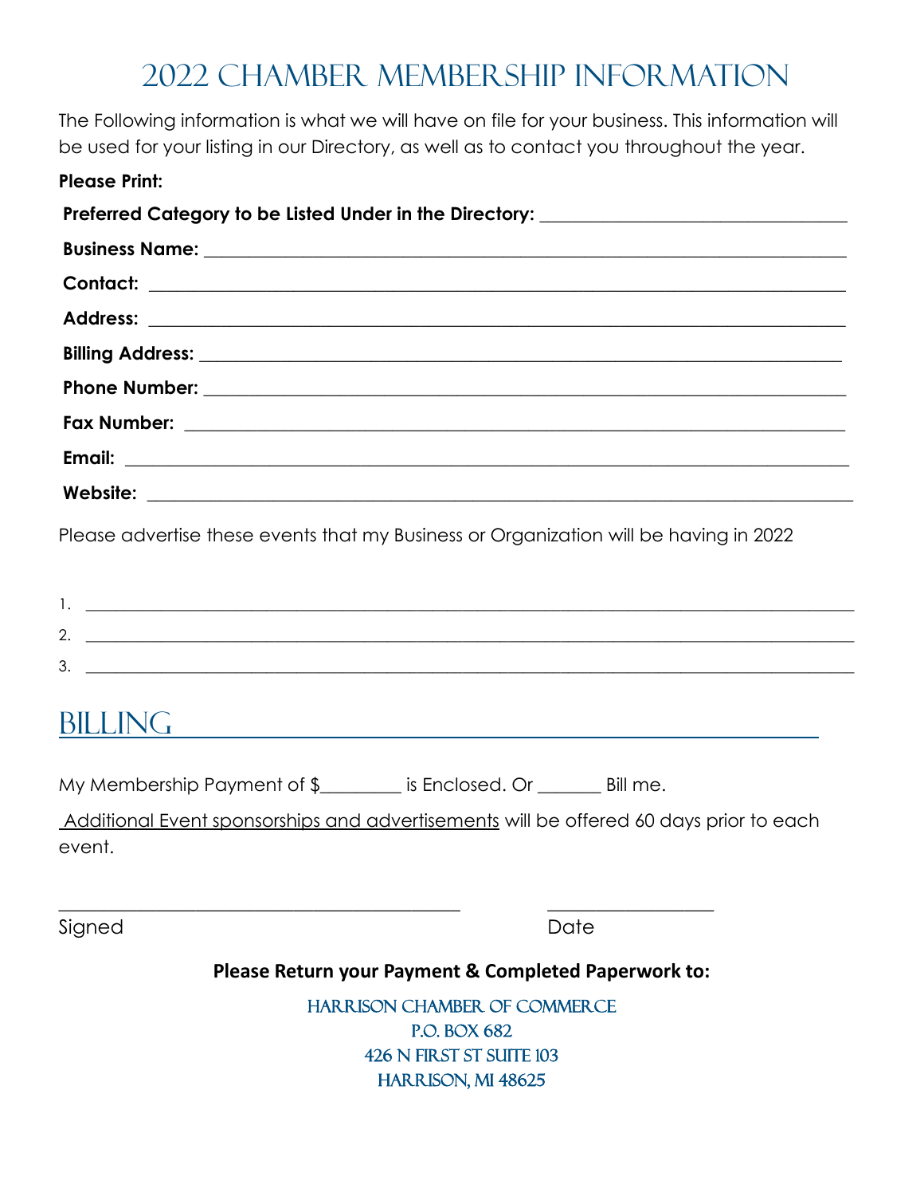# 2022 Chamber Membership Information

The Following information is what we will have on file for your business. This information will be used for your listing in our Directory, as well as to contact you throughout the year.

**Please Print:**

**Preferred Category to be Listed Under in the Directory:** ______________________________

**Business Name:** ______________________________

**Contact:** ______________________________

**Address:** ______________________________

**Billing Address:** ______________________________

**Phone Number:** ______________________________

**Fax Number:** ______________________________

**Email:** ______________________________

**Website:** ______________________________

Please advertise these events that my Business or Organization will be having in 2022

1. ______________________________
2. ______________________________
3. ______________________________

## Billing

My Membership Payment of $_________ is Enclosed. Or _______ Bill me.

Additional Event sponsorships and advertisements will be offered 60 days prior to each event.

______________________________ ________________

Signed Date

**Please Return your Payment & Completed Paperwork to:**

Harrison Chamber of Commerce
P.O. Box 682
426 N First St Suite 103
Harrison, MI 48625